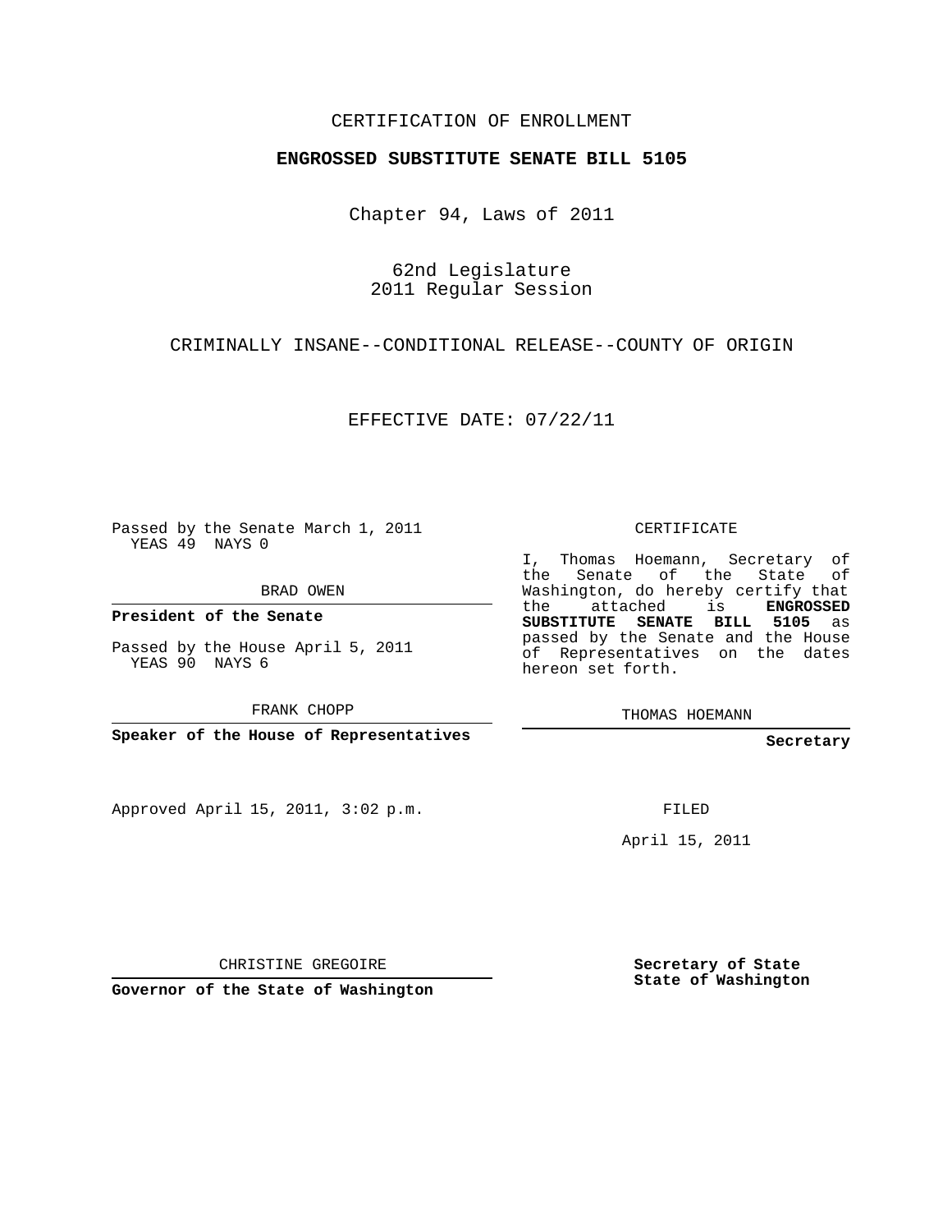CERTIFICATION OF ENROLLMENT

**ENGROSSED SUBSTITUTE SENATE BILL 5105**

Chapter 94, Laws of 2011

62nd Legislature
2011 Regular Session

CRIMINALLY INSANE--CONDITIONAL RELEASE--COUNTY OF ORIGIN

EFFECTIVE DATE: 07/22/11

Passed by the Senate March 1, 2011
YEAS 49 NAYS 0

BRAD OWEN

**President of the Senate**

Passed by the House April 5, 2011
YEAS 90 NAYS 6

FRANK CHOPP

**Speaker of the House of Representatives**

Approved April 15, 2011, 3:02 p.m.

CHRISTINE GREGOIRE

**Governor of the State of Washington**

CERTIFICATE

I, Thomas Hoemann, Secretary of the Senate of the State of Washington, do hereby certify that the attached is **ENGROSSED SUBSTITUTE SENATE BILL 5105** as passed by the Senate and the House of Representatives on the dates hereon set forth.

THOMAS HOEMANN

**Secretary**

FILED

April 15, 2011

**Secretary of State**
**State of Washington**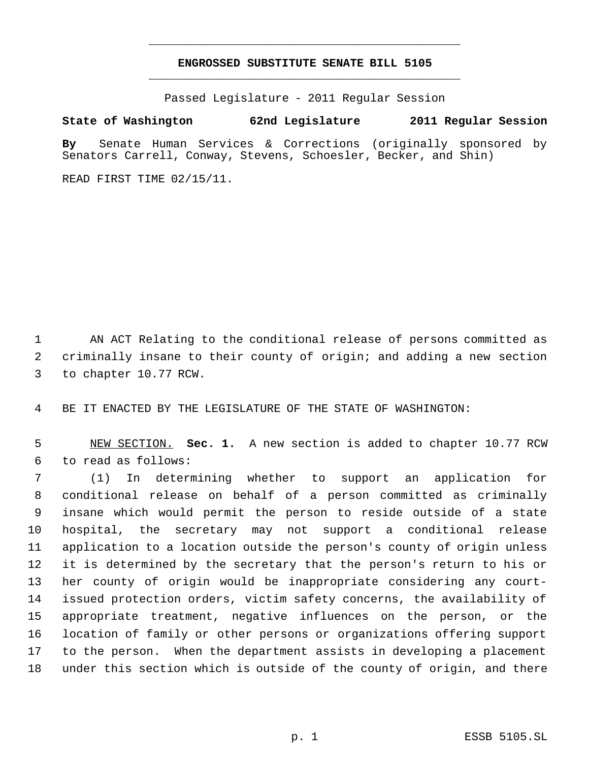# ENGROSSED SUBSTITUTE SENATE BILL 5105

Passed Legislature - 2011 Regular Session

**State of Washington 62nd Legislature 2011 Regular Session**

**By** Senate Human Services & Corrections (originally sponsored by Senators Carrell, Conway, Stevens, Schoesler, Becker, and Shin)

READ FIRST TIME 02/15/11.

AN ACT Relating to the conditional release of persons committed as criminally insane to their county of origin; and adding a new section to chapter 10.77 RCW.

BE IT ENACTED BY THE LEGISLATURE OF THE STATE OF WASHINGTON:

NEW SECTION. **Sec. 1.** A new section is added to chapter 10.77 RCW to read as follows:

(1) In determining whether to support an application for conditional release on behalf of a person committed as criminally insane which would permit the person to reside outside of a state hospital, the secretary may not support a conditional release application to a location outside the person's county of origin unless it is determined by the secretary that the person's return to his or her county of origin would be inappropriate considering any court-issued protection orders, victim safety concerns, the availability of appropriate treatment, negative influences on the person, or the location of family or other persons or organizations offering support to the person. When the department assists in developing a placement under this section which is outside of the county of origin, and there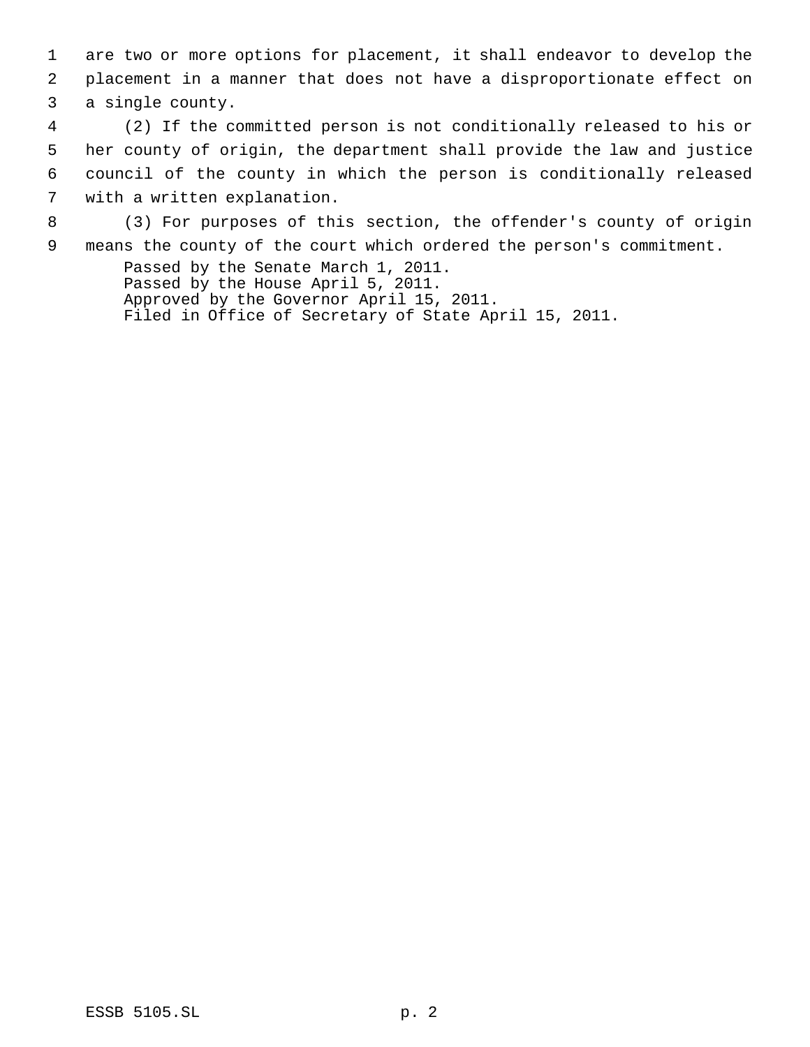are two or more options for placement, it shall endeavor to develop the placement in a manner that does not have a disproportionate effect on a single county.

(2) If the committed person is not conditionally released to his or her county of origin, the department shall provide the law and justice council of the county in which the person is conditionally released with a written explanation.

(3) For purposes of this section, the offender's county of origin means the county of the court which ordered the person's commitment.

Passed by the Senate March 1, 2011.
Passed by the House April 5, 2011.
Approved by the Governor April 15, 2011.
Filed in Office of Secretary of State April 15, 2011.